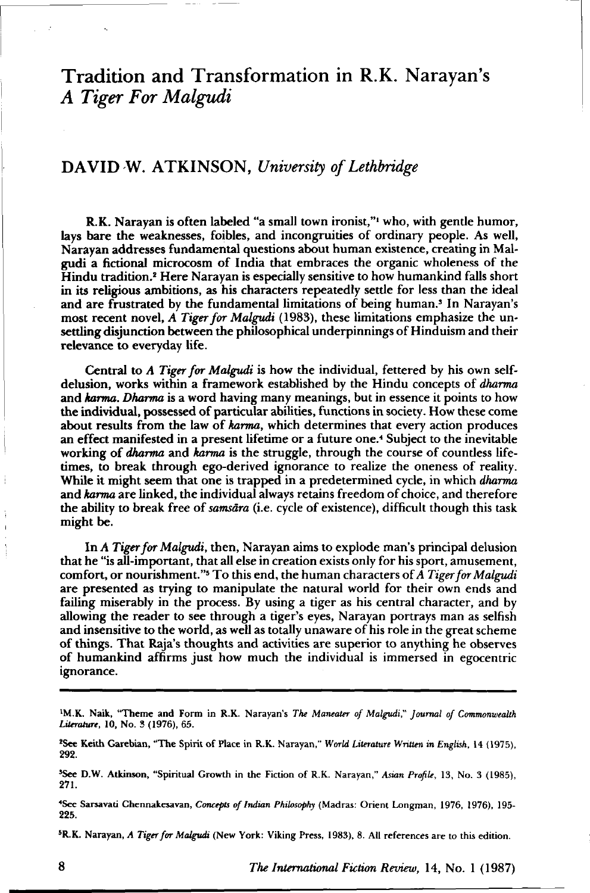# Tradition and Transformation in R.K. Narayan's *A Tiger For Malgudi*

## DAVID W. ATKINSON, *University of Lethbridge*

R.K. Narayan is often labeled "a small town ironist,"[1] who, with gentle humor, lays bare the weaknesses, foibles, and incongruities of ordinary people. As well, Narayan addresses fundamental questions about human existence, creating in Malgudi a fictional microcosm of India that embraces the organic wholeness of the Hindu tradition.[2] Here Narayan is especially sensitive to how humankind falls short in its religious ambitions, as his characters repeatedly settle for less than the ideal and are frustrated by the fundamental limitations of being human.[3] In Narayan's most recent novel, *A Tiger for Malgudi* (1983), these limitations emphasize the unsettling disjunction between the philosophical underpinnings of Hinduism and their relevance to everyday life.

Central to *A Tiger for Malgudi* is how the individual, fettered by his own self-delusion, works within a framework established by the Hindu concepts of *dharma* and *karma*. *Dharma* is a word having many meanings, but in essence it points to how the individual, possessed of particular abilities, functions in society. How these come about results from the law of *karma*, which determines that every action produces an effect manifested in a present lifetime or a future one.[4] Subject to the inevitable working of *dharma* and *karma* is the struggle, through the course of countless lifetimes, to break through ego-derived ignorance to realize the oneness of reality. While it might seem that one is trapped in a predetermined cycle, in which *dharma* and *karma* are linked, the individual always retains freedom of choice, and therefore the ability to break free of *samsāra* (i.e. cycle of existence), difficult though this task might be.

In *A Tiger for Malgudi*, then, Narayan aims to explode man's principal delusion that he "is all-important, that all else in creation exists only for his sport, amusement, comfort, or nourishment."[5] To this end, the human characters of *A Tiger for Malgudi* are presented as trying to manipulate the natural world for their own ends and failing miserably in the process. By using a tiger as his central character, and by allowing the reader to see through a tiger's eyes, Narayan portrays man as selfish and insensitive to the world, as well as totally unaware of his role in the great scheme of things. That Raja's thoughts and activities are superior to anything he observes of humankind affirms just how much the individual is immersed in egocentric ignorance.

---

[1] M.K. Naik, "Theme and Form in R.K. Narayan's *The Maneater of Malgudi*," *Journal of Commonwealth Literature*, 10, No. 3 (1976), 65.

[2] See Keith Garebian, "The Spirit of Place in R.K. Narayan," *World Literature Written in English*, 14 (1975), 292.

[3] See D.W. Atkinson, "Spiritual Growth in the Fiction of R.K. Narayan," *Asian Profile*, 13, No. 3 (1985), 271.

[4] See Sarsavati Chennakesavan, *Concepts of Indian Philosophy* (Madras: Orient Longman, 1976, 1976), 195-225.

[5] R.K. Narayan, *A Tiger for Malgudi* (New York: Viking Press, 1983), 8. All references are to this edition.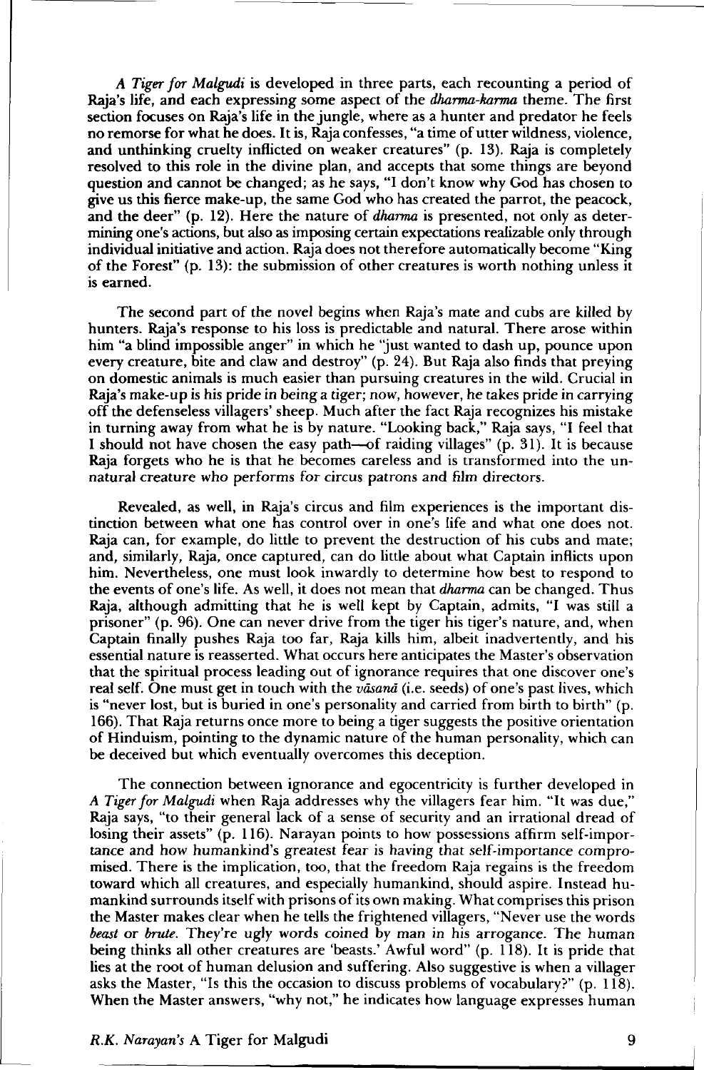*A Tiger for Malgudi* is developed in three parts, each recounting a period of Raja's life, and each expressing some aspect of the *dharma-karma* theme. The first section focuses on Raja's life in the jungle, where as a hunter and predator he feels no remorse for what he does. It is, Raja confesses, "a time of utter wildness, violence, and unthinking cruelty inflicted on weaker creatures" (p. 13). Raja is completely resolved to this role in the divine plan, and accepts that some things are beyond question and cannot be changed; as he says, "I don't know why God has chosen to give us this fierce make-up, the same God who has created the parrot, the peacock, and the deer" (p. 12). Here the nature of *dharma* is presented, not only as determining one's actions, but also as imposing certain expectations realizable only through individual initiative and action. Raja does not therefore automatically become "King of the Forest" (p. 13): the submission of other creatures is worth nothing unless it is earned.

The second part of the novel begins when Raja's mate and cubs are killed by hunters. Raja's response to his loss is predictable and natural. There arose within him "a blind impossible anger" in which he "just wanted to dash up, pounce upon every creature, bite and claw and destroy" (p. 24). But Raja also finds that preying on domestic animals is much easier than pursuing creatures in the wild. Crucial in Raja's make-up is his pride in being a tiger; now, however, he takes pride in carrying off the defenseless villagers' sheep. Much after the fact Raja recognizes his mistake in turning away from what he is by nature. "Looking back," Raja says, "I feel that I should not have chosen the easy path—of raiding villages" (p. 31). It is because Raja forgets who he is that he becomes careless and is transformed into the unnatural creature who performs for circus patrons and film directors.

Revealed, as well, in Raja's circus and film experiences is the important distinction between what one has control over in one's life and what one does not. Raja can, for example, do little to prevent the destruction of his cubs and mate; and, similarly, Raja, once captured, can do little about what Captain inflicts upon him. Nevertheless, one must look inwardly to determine how best to respond to the events of one's life. As well, it does not mean that *dharma* can be changed. Thus Raja, although admitting that he is well kept by Captain, admits, "I was still a prisoner" (p. 96). One can never drive from the tiger his tiger's nature, and, when Captain finally pushes Raja too far, Raja kills him, albeit inadvertently, and his essential nature is reasserted. What occurs here anticipates the Master's observation that the spiritual process leading out of ignorance requires that one discover one's real self. One must get in touch with the *vāsanā* (i.e. seeds) of one's past lives, which is "never lost, but is buried in one's personality and carried from birth to birth" (p. 166). That Raja returns once more to being a tiger suggests the positive orientation of Hinduism, pointing to the dynamic nature of the human personality, which can be deceived but which eventually overcomes this deception.

The connection between ignorance and egocentricity is further developed in *A Tiger for Malgudi* when Raja addresses why the villagers fear him. "It was due," Raja says, "to their general lack of a sense of security and an irrational dread of losing their assets" (p. 116). Narayan points to how possessions affirm self-importance and how humankind's greatest fear is having that self-importance compromised. There is the implication, too, that the freedom Raja regains is the freedom toward which all creatures, and especially humankind, should aspire. Instead humankind surrounds itself with prisons of its own making. What comprises this prison the Master makes clear when he tells the frightened villagers, "Never use the words *beast* or *brute*. They're ugly words coined by man in his arrogance. The human being thinks all other creatures are 'beasts.' Awful word" (p. 118). It is pride that lies at the root of human delusion and suffering. Also suggestive is when a villager asks the Master, "Is this the occasion to discuss problems of vocabulary?" (p. 118). When the Master answers, "why not," he indicates how language expresses human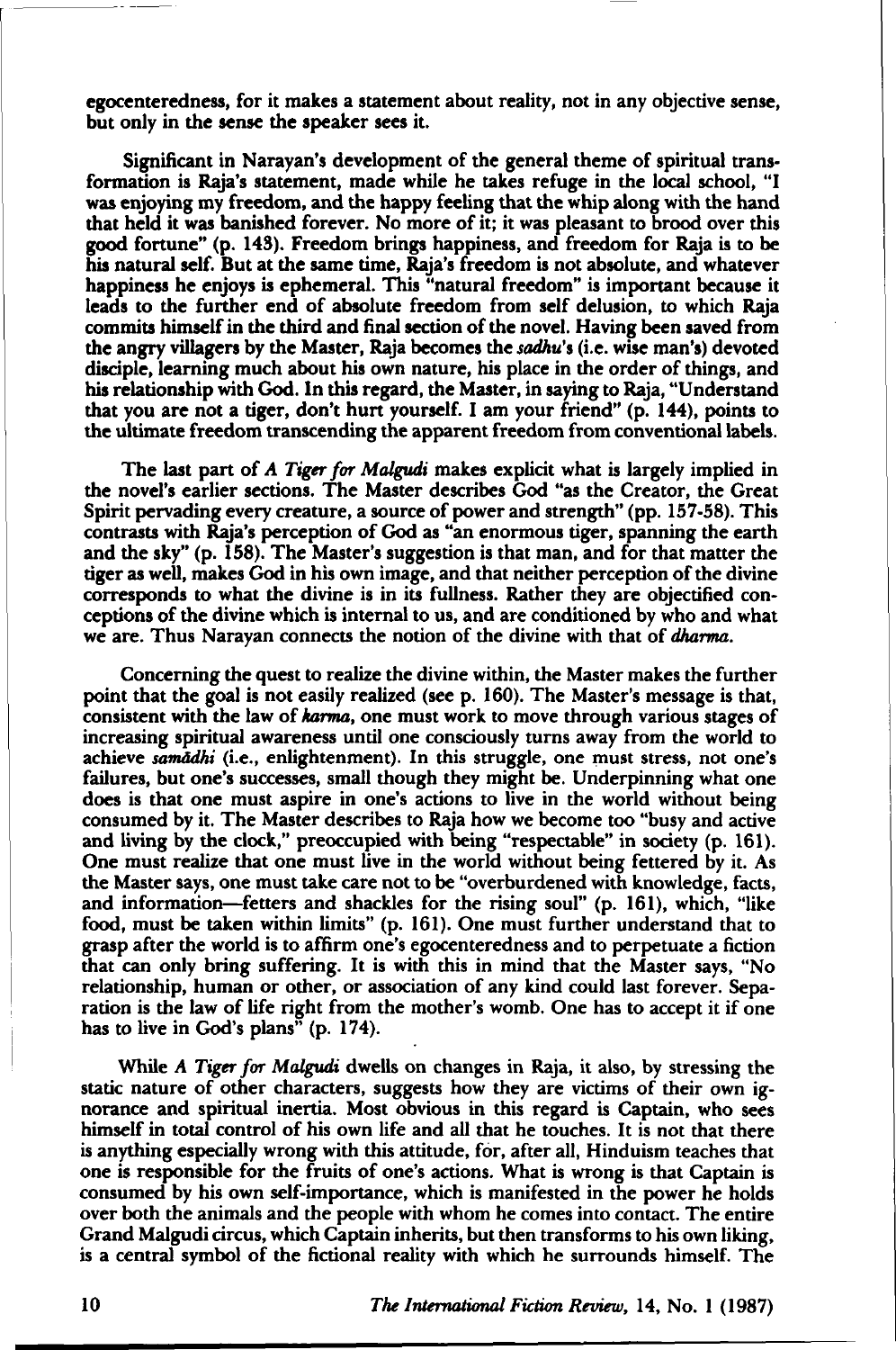egocenteredness, for it makes a statement about reality, not in any objective sense, but only in the sense the speaker sees it.

Significant in Narayan's development of the general theme of spiritual transformation is Raja's statement, made while he takes refuge in the local school, "I was enjoying my freedom, and the happy feeling that the whip along with the hand that held it was banished forever. No more of it; it was pleasant to brood over this good fortune" (p. 143). Freedom brings happiness, and freedom for Raja is to be his natural self. But at the same time, Raja's freedom is not absolute, and whatever happiness he enjoys is ephemeral. This "natural freedom" is important because it leads to the further end of absolute freedom from self delusion, to which Raja commits himself in the third and final section of the novel. Having been saved from the angry villagers by the Master, Raja becomes the *sadhu*'s (i.e. wise man's) devoted disciple, learning much about his own nature, his place in the order of things, and his relationship with God. In this regard, the Master, in saying to Raja, "Understand that you are not a tiger, don't hurt yourself. I am your friend" (p. 144), points to the ultimate freedom transcending the apparent freedom from conventional labels.

The last part of *A Tiger for Malgudi* makes explicit what is largely implied in the novel's earlier sections. The Master describes God "as the Creator, the Great Spirit pervading every creature, a source of power and strength" (pp. 157-58). This contrasts with Raja's perception of God as "an enormous tiger, spanning the earth and the sky" (p. 158). The Master's suggestion is that man, and for that matter the tiger as well, makes God in his own image, and that neither perception of the divine corresponds to what the divine is in its fullness. Rather they are objectified conceptions of the divine which is internal to us, and are conditioned by who and what we are. Thus Narayan connects the notion of the divine with that of *dharma*.

Concerning the quest to realize the divine within, the Master makes the further point that the goal is not easily realized (see p. 160). The Master's message is that, consistent with the law of *karma*, one must work to move through various stages of increasing spiritual awareness until one consciously turns away from the world to achieve *samādhi* (i.e., enlightenment). In this struggle, one must stress, not one's failures, but one's successes, small though they might be. Underpinning what one does is that one must aspire in one's actions to live in the world without being consumed by it. The Master describes to Raja how we become too "busy and active and living by the clock," preoccupied with being "respectable" in society (p. 161). One must realize that one must live in the world without being fettered by it. As the Master says, one must take care not to be "overburdened with knowledge, facts, and information—fetters and shackles for the rising soul" (p. 161), which, "like food, must be taken within limits" (p. 161). One must further understand that to grasp after the world is to affirm one's egocenteredness and to perpetuate a fiction that can only bring suffering. It is with this in mind that the Master says, "No relationship, human or other, or association of any kind could last forever. Separation is the law of life right from the mother's womb. One has to accept it if one has to live in God's plans" (p. 174).

While *A Tiger for Malgudi* dwells on changes in Raja, it also, by stressing the static nature of other characters, suggests how they are victims of their own ignorance and spiritual inertia. Most obvious in this regard is Captain, who sees himself in total control of his own life and all that he touches. It is not that there is anything especially wrong with this attitude, for, after all, Hinduism teaches that one is responsible for the fruits of one's actions. What is wrong is that Captain is consumed by his own self-importance, which is manifested in the power he holds over both the animals and the people with whom he comes into contact. The entire Grand Malgudi circus, which Captain inherits, but then transforms to his own liking, is a central symbol of the fictional reality with which he surrounds himself. The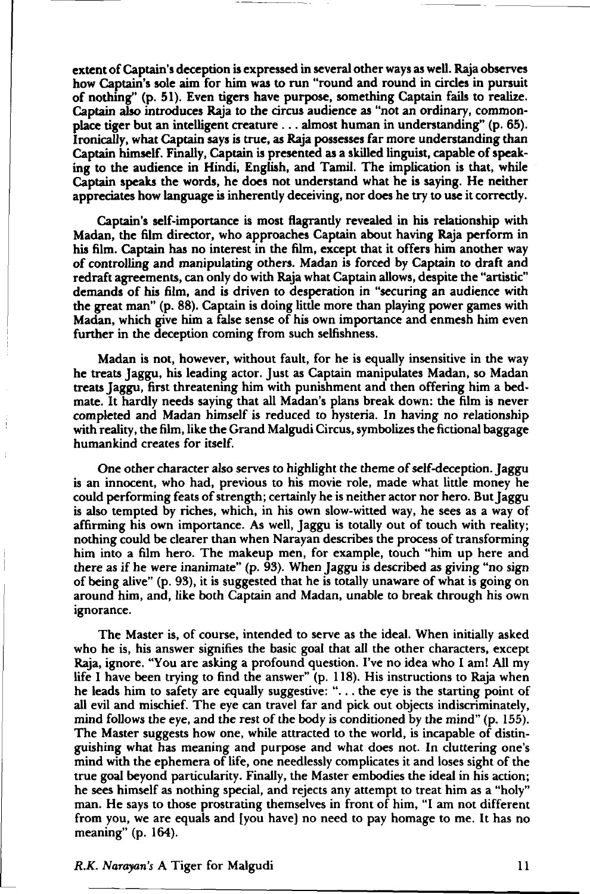extent of Captain's deception is expressed in several other ways as well. Raja observes how Captain's sole aim for him was to run "round and round in circles in pursuit of nothing" (p. 51). Even tigers have purpose, something Captain fails to realize. Captain also introduces Raja to the circus audience as "not an ordinary, commonplace tiger but an intelligent creature . . . almost human in understanding" (p. 65). Ironically, what Captain says is true, as Raja possesses far more understanding than Captain himself. Finally, Captain is presented as a skilled linguist, capable of speaking to the audience in Hindi, English, and Tamil. The implication is that, while Captain speaks the words, he does not understand what he is saying. He neither appreciates how language is inherently deceiving, nor does he try to use it correctly.

Captain's self-importance is most flagrantly revealed in his relationship with Madan, the film director, who approaches Captain about having Raja perform in his film. Captain has no interest in the film, except that it offers him another way of controlling and manipulating others. Madan is forced by Captain to draft and redraft agreements, can only do with Raja what Captain allows, despite the "artistic" demands of his film, and is driven to desperation in "securing an audience with the great man" (p. 88). Captain is doing little more than playing power games with Madan, which give him a false sense of his own importance and enmesh him even further in the deception coming from such selfishness.

Madan is not, however, without fault, for he is equally insensitive in the way he treats Jaggu, his leading actor. Just as Captain manipulates Madan, so Madan treats Jaggu, first threatening him with punishment and then offering him a bedmate. It hardly needs saying that all Madan's plans break down: the film is never completed and Madan himself is reduced to hysteria. In having no relationship with reality, the film, like the Grand Malgudi Circus, symbolizes the fictional baggage humankind creates for itself.

One other character also serves to highlight the theme of self-deception. Jaggu is an innocent, who had, previous to his movie role, made what little money he could performing feats of strength; certainly he is neither actor nor hero. But Jaggu is also tempted by riches, which, in his own slow-witted way, he sees as a way of affirming his own importance. As well, Jaggu is totally out of touch with reality; nothing could be clearer than when Narayan describes the process of transforming him into a film hero. The makeup men, for example, touch "him up here and there as if he were inanimate" (p. 93). When Jaggu is described as giving "no sign of being alive" (p. 93), it is suggested that he is totally unaware of what is going on around him, and, like both Captain and Madan, unable to break through his own ignorance.

The Master is, of course, intended to serve as the ideal. When initially asked who he is, his answer signifies the basic goal that all the other characters, except Raja, ignore. "You are asking a profound question. I've no idea who I am! All my life I have been trying to find the answer" (p. 118). His instructions to Raja when he leads him to safety are equally suggestive: ". . . the eye is the starting point of all evil and mischief. The eye can travel far and pick out objects indiscriminately, mind follows the eye, and the rest of the body is conditioned by the mind" (p. 155). The Master suggests how one, while attracted to the world, is incapable of distinguishing what has meaning and purpose and what does not. In cluttering one's mind with the ephemera of life, one needlessly complicates it and loses sight of the true goal beyond particularity. Finally, the Master embodies the ideal in his action; he sees himself as nothing special, and rejects any attempt to treat him as a "holy" man. He says to those prostrating themselves in front of him, "I am not different from you, we are equals and [you have] no need to pay homage to me. It has no meaning" (p. 164).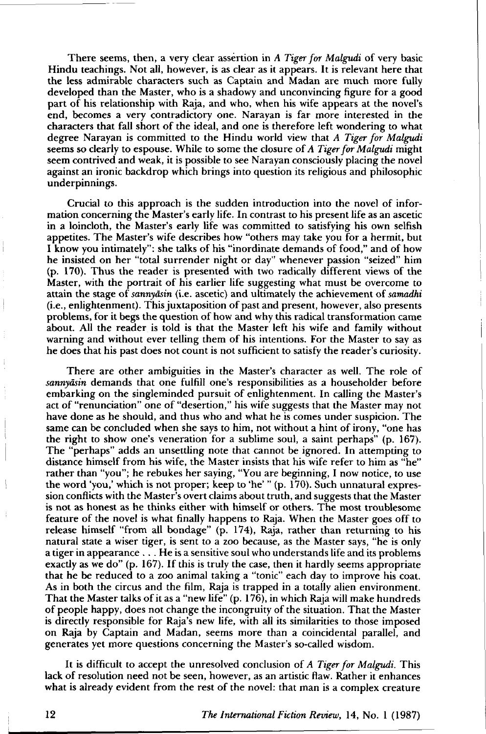There seems, then, a very clear assertion in *A Tiger for Malgudi* of very basic Hindu teachings. Not all, however, is as clear as it appears. It is relevant here that the less admirable characters such as Captain and Madan are much more fully developed than the Master, who is a shadowy and unconvincing figure for a good part of his relationship with Raja, and who, when his wife appears at the novel's end, becomes a very contradictory one. Narayan is far more interested in the characters that fall short of the ideal, and one is therefore left wondering to what degree Narayan is committed to the Hindu world view that *A Tiger for Malgudi* seems so clearly to espouse. While to some the closure of *A Tiger for Malgudi* might seem contrived and weak, it is possible to see Narayan consciously placing the novel against an ironic backdrop which brings into question its religious and philosophic underpinnings.

Crucial to this approach is the sudden introduction into the novel of information concerning the Master's early life. In contrast to his present life as an ascetic in a loincloth, the Master's early life was committed to satisfying his own selfish appetites. The Master's wife describes how "others may take you for a hermit, but I know you intimately": she talks of his "inordinate demands of food," and of how he insisted on her "total surrender night or day" whenever passion "seized" him (p. 170). Thus the reader is presented with two radically different views of the Master, with the portrait of his earlier life suggesting what must be overcome to attain the stage of *sannyāsin* (i.e. ascetic) and ultimately the achievement of *samadhi* (i.e., enlightenment). This juxtaposition of past and present, however, also presents problems, for it begs the question of how and why this radical transformation came about. All the reader is told is that the Master left his wife and family without warning and without ever telling them of his intentions. For the Master to say as he does that his past does not count is not sufficient to satisfy the reader's curiosity.

There are other ambiguities in the Master's character as well. The role of *sannyāsin* demands that one fulfill one's responsibilities as a householder before embarking on the singleminded pursuit of enlightenment. In calling the Master's act of "renunciation" one of "desertion," his wife suggests that the Master may not have done as he should, and thus who and what he is comes under suspicion. The same can be concluded when she says to him, not without a hint of irony, "one has the right to show one's veneration for a sublime soul, a saint perhaps" (p. 167). The "perhaps" adds an unsettling note that cannot be ignored. In attempting to distance himself from his wife, the Master insists that his wife refer to him as "he" rather than "you"; he rebukes her saying, "You are beginning, I now notice, to use the word 'you,' which is not proper; keep to 'he' " (p. 170). Such unnatural expression conflicts with the Master's overt claims about truth, and suggests that the Master is not as honest as he thinks either with himself or others. The most troublesome feature of the novel is what finally happens to Raja. When the Master goes off to release himself "from all bondage" (p. 174), Raja, rather than returning to his natural state a wiser tiger, is sent to a zoo because, as the Master says, "he is only a tiger in appearance . . . He is a sensitive soul who understands life and its problems exactly as we do" (p. 167). If this is truly the case, then it hardly seems appropriate that he be reduced to a zoo animal taking a "tonic" each day to improve his coat. As in both the circus and the film, Raja is trapped in a totally alien environment. That the Master talks of it as a "new life" (p. 176), in which Raja will make hundreds of people happy, does not change the incongruity of the situation. That the Master is directly responsible for Raja's new life, with all its similarities to those imposed on Raja by Captain and Madan, seems more than a coincidental parallel, and generates yet more questions concerning the Master's so-called wisdom.

It is difficult to accept the unresolved conclusion of *A Tiger for Malgudi*. This lack of resolution need not be seen, however, as an artistic flaw. Rather it enhances what is already evident from the rest of the novel: that man is a complex creature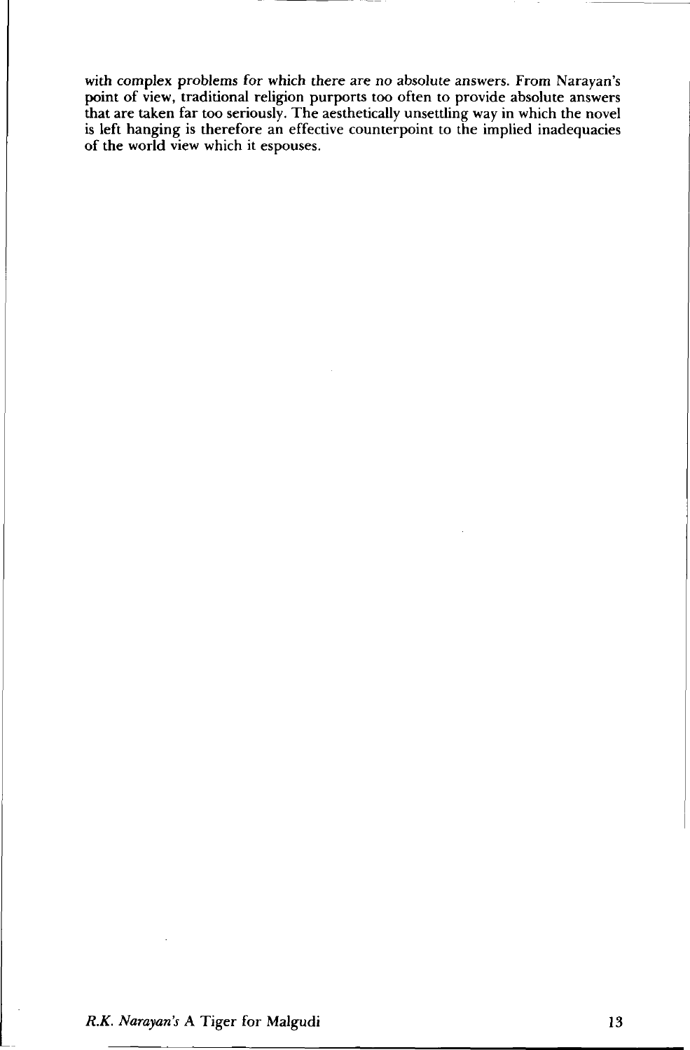with complex problems for which there are no absolute answers. From Narayan's point of view, traditional religion purports too often to provide absolute answers that are taken far too seriously. The aesthetically unsettling way in which the novel is left hanging is therefore an effective counterpoint to the implied inadequacies of the world view which it espouses.